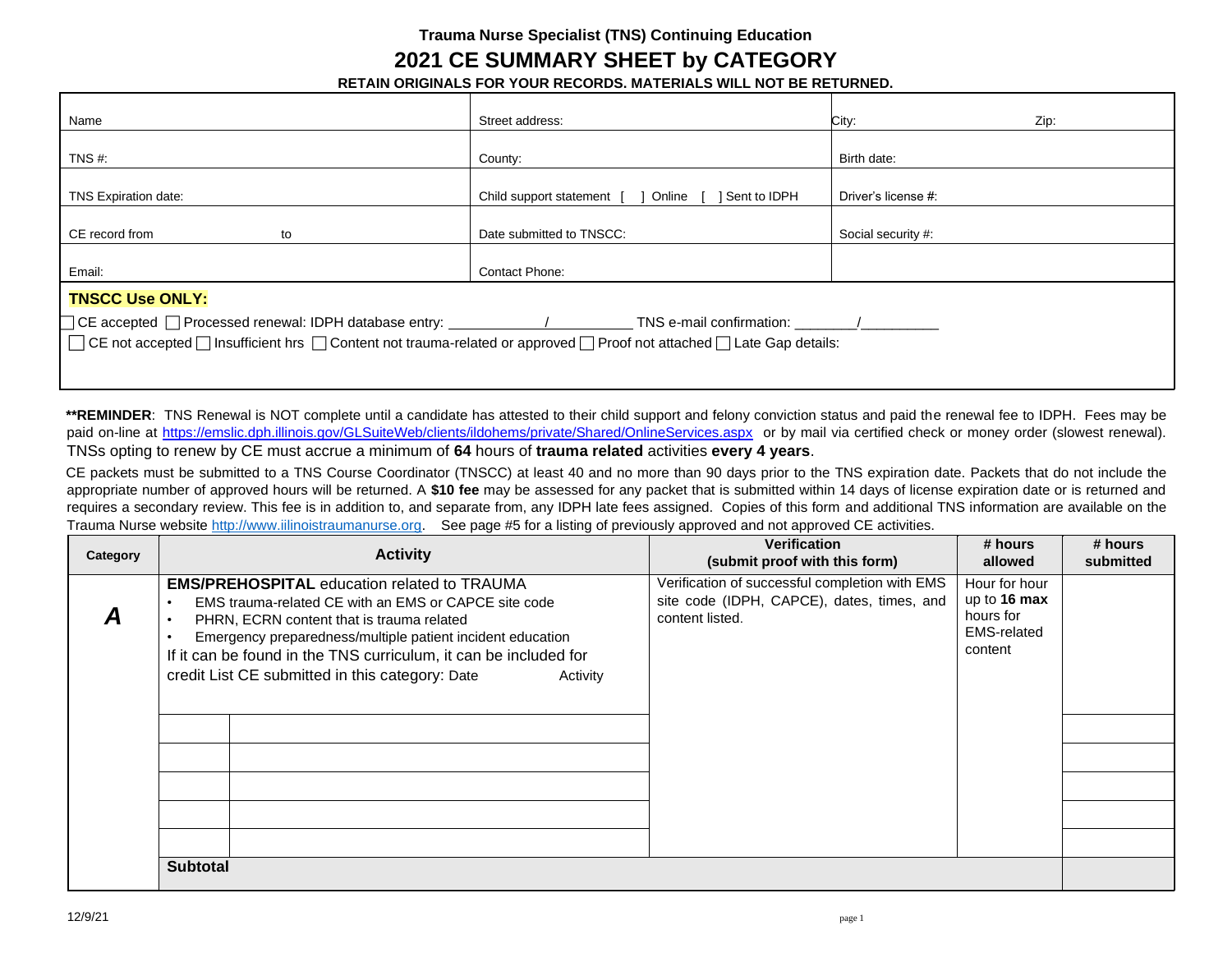**Trauma Nurse Specialist (TNS) Continuing Education**

# 2021 CE SUMMARY SHEET by CATEGORY

**RETAIN ORIGINALS FOR YOUR RECORDS. MATERIALS WILL NOT BE RETURNED.**

| | | |
|---|---|---|
| Name | Street address: | City: Zip: |
| TNS #: | County: | Birth date: |
| TNS Expiration date: | Child support statement [ ] Online [ ] Sent to IDPH | Driver's license #: |
| CE record from to | Date submitted to TNSCC: | Social security #: |
| Email: | Contact Phone: | |

**TNSCC Use ONLY:**

☐ CE accepted ☐ Processed renewal: IDPH database entry: ____________/__________ TNS e-mail confirmation: ________/__________

☐ CE not accepted ☐ Insufficient hrs ☐ Content not trauma-related or approved ☐ Proof not attached ☐ Late Gap details:

****REMINDER**: TNS Renewal is NOT complete until a candidate has attested to their child support and felony conviction status and paid the renewal fee to IDPH. Fees may be paid on-line at https://emslic.dph.illinois.gov/GLSuiteWeb/clients/ildohems/private/Shared/OnlineServices.aspx or by mail via certified check or money order (slowest renewal). TNSs opting to renew by CE must accrue a minimum of **64** hours of **trauma related** activities **every 4 years**.

CE packets must be submitted to a TNS Course Coordinator (TNSCC) at least 40 and no more than 90 days prior to the TNS expiration date. Packets that do not include the appropriate number of approved hours will be returned. A **$10 fee** may be assessed for any packet that is submitted within 14 days of license expiration date or is returned and requires a secondary review. This fee is in addition to, and separate from, any IDPH late fees assigned. Copies of this form and additional TNS information are available on the Trauma Nurse website http://www.iilinoistraumanurse.org. See page #5 for a listing of previously approved and not approved CE activities.

| Category | Activity | | Verification (submit proof with this form) | # hours allowed | # hours submitted |
|---|---|---|---|---|---|
| ***A*** | **EMS/PREHOSPITAL** education related to TRAUMA<br>• EMS trauma-related CE with an EMS or CAPCE site code<br>• PHRN, ECRN content that is trauma related<br>• Emergency preparedness/multiple patient incident education<br>If it can be found in the TNS curriculum, it can be included for credit List CE submitted in this category: Date Activity | | Verification of successful completion with EMS site code (IDPH, CAPCE), dates, times, and content listed. | Hour for hour up to **16 max** hours for EMS-related content | |
| | | | | | |
| | | | | | |
| | | | | | |
| | | | | | |
| | | | | | |
| | **Subtotal** | | | | |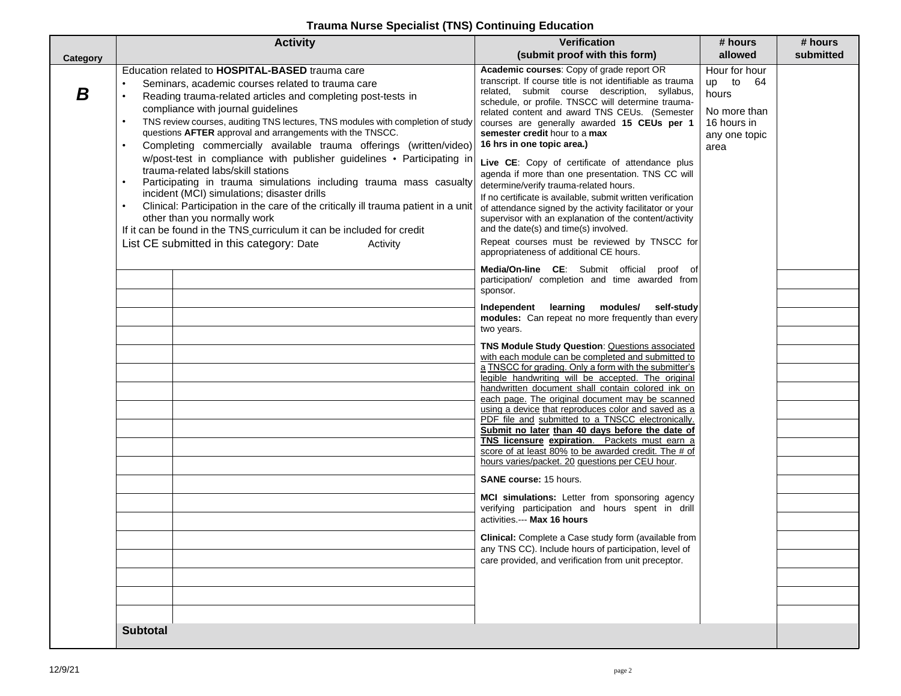# Trauma Nurse Specialist (TNS) Continuing Education

| Category | Activity | | Verification (submit proof with this form) | # hours allowed | # hours submitted |
|---|---|---|---|---|---|
| ***B*** | Education related to **HOSPITAL-BASED** trauma care<br>• Seminars, academic courses related to trauma care<br>• Reading trauma-related articles and completing post-tests in compliance with journal guidelines<br>• TNS review courses, auditing TNS lectures, TNS modules with completion of study questions **AFTER** approval and arrangements with the TNSCC.<br>• Completing commercially available trauma offerings (written/video) w/post-test in compliance with publisher guidelines • Participating in trauma-related labs/skill stations<br>• Participating in trauma simulations including trauma mass casualty incident (MCI) simulations; disaster drills<br>• Clinical: Participation in the care of the critically ill trauma patient in a unit other than you normally work<br>If it can be found in the TNS curriculum it can be included for credit<br>List CE submitted in this category: Date Activity | | **Academic courses**: Copy of grade report OR transcript. If course title is not identifiable as trauma related, submit course description, syllabus, schedule, or profile. TNSCC will determine trauma-related content and award TNS CEUs. (Semester courses are generally awarded **15 CEUs per 1 semester credit** hour to a **max 16 hrs in one topic area.)**<br><br>**Live CE**: Copy of certificate of attendance plus agenda if more than one presentation. TNS CC will determine/verify trauma-related hours.<br>If no certificate is available, submit written verification of attendance signed by the activity facilitator or your supervisor with an explanation of the content/activity and the date(s) and time(s) involved.<br>Repeat courses must be reviewed by TNSCC for appropriateness of additional CE hours.<br><br>**Media/On-line CE**: Submit official proof of participation/ completion and time awarded from sponsor.<br><br>**Independent learning modules/ self-study modules:** Can repeat no more frequently than every two years.<br><br>**TNS Module Study Question**: Questions associated with each module can be completed and submitted to a TNSCC for grading. Only a form with the submitter's legible handwriting will be accepted. The original handwritten document shall contain colored ink on each page. The original document may be scanned using a device that reproduces color and saved as a PDF file and submitted to a TNSCC electronically. **Submit no later than 40 days before the date of TNS licensure expiration**. Packets must earn a score of at least 80% to be awarded credit. The # of hours varies/packet. 20 questions per CEU hour.<br><br>**SANE course:** 15 hours.<br><br>**MCI simulations:** Letter from sponsoring agency verifying participation and hours spent in drill activities.--- **Max 16 hours**<br><br>**Clinical:** Complete a Case study form (available from any TNS CC). Include hours of participation, level of care provided, and verification from unit preceptor. | Hour for hour up to 64 hours<br><br>No more than 16 hours in any one topic area | |
| | | | | | |
| | | | | | |
| | | | | | |
| | | | | | |
| | | | | | |
| | | | | | |
| | | | | | |
| | | | | | |
| | | | | | |
| | | | | | |
| | | | | | |
| | | | | | |
| | | | | | |
| | | | | | |
| | | | | | |
| | | | | | |
| | | | | | |
| | | | | | |
| | | | | | |
| | **Subtotal** | | | | |

12/9/21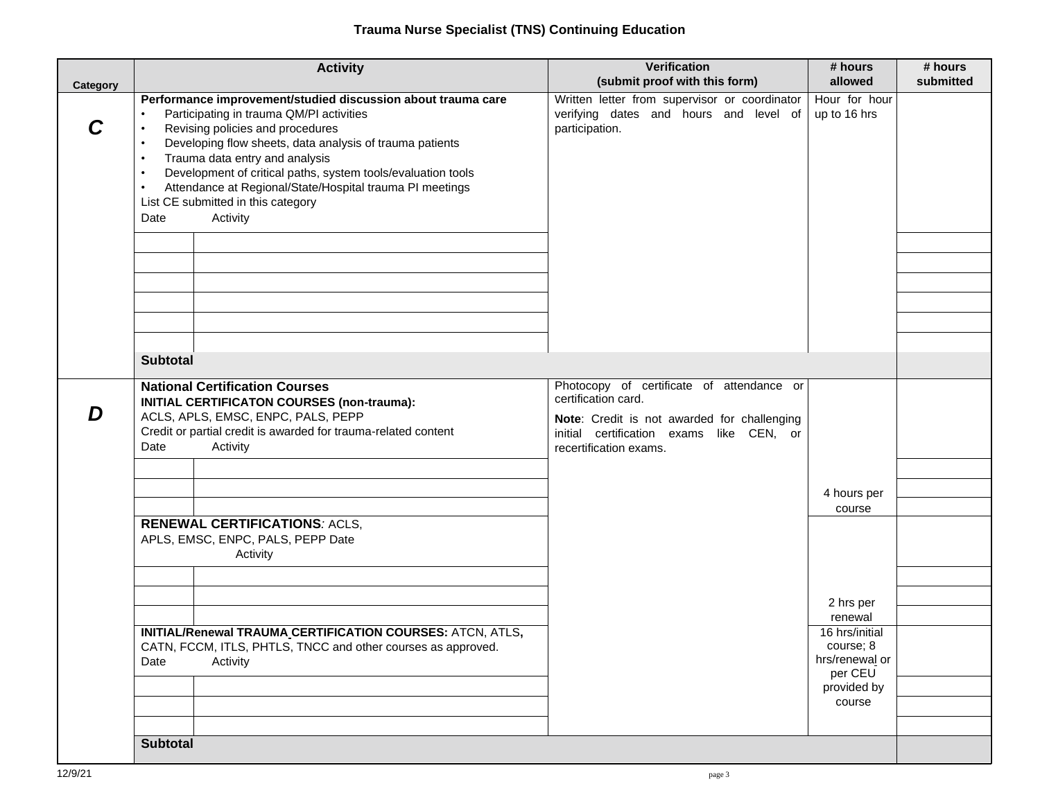# Trauma Nurse Specialist (TNS) Continuing Education

| Category | Activity | | Verification (submit proof with this form) | # hours allowed | # hours submitted |
|---|---|---|---|---|---|
| **C** | **Performance improvement/studied discussion about trauma care**<br>• Participating in trauma QM/PI activities<br>• Revising policies and procedures<br>• Developing flow sheets, data analysis of trauma patients<br>• Trauma data entry and analysis<br>• Development of critical paths, system tools/evaluation tools<br>• Attendance at Regional/State/Hospital trauma PI meetings<br>List CE submitted in this category<br>Date Activity | | Written letter from supervisor or coordinator verifying dates and hours and level of participation. | Hour for hour up to 16 hrs | |
| | | | | | |
| | | | | | |
| | | | | | |
| | | | | | |
| | | | | | |
| | | | | | |
| | **Subtotal** | | | | |
| **D** | **National Certification Courses**<br>**INITIAL CERTIFICATON COURSES (non-trauma):**<br>ACLS, APLS, EMSC, ENPC, PALS, PEPP<br>Credit or partial credit is awarded for trauma-related content<br>Date Activity | | Photocopy of certificate of attendance or certification card.<br>**Note**: Credit is not awarded for challenging initial certification exams like CEN, or recertification exams. | 4 hours per course | |
| | | | | | |
| | | | | | |
| | | | | | |
| | **RENEWAL CERTIFICATIONS**: ACLS, APLS, EMSC, ENPC, PALS, PEPP Date Activity | | | 2 hrs per renewal | |
| | | | | | |
| | | | | | |
| | | | | | |
| | **INITIAL/Renewal TRAUMA CERTIFICATION COURSES:** ATCN, ATLS, CATN, FCCM, ITLS, PHTLS, TNCC and other courses as approved.<br>Date Activity | | | 16 hrs/initial course; 8 hrs/renewal or per CEU provided by course | |
| | | | | | |
| | | | | | |
| | | | | | |
| | **Subtotal** | | | | |

12/9/21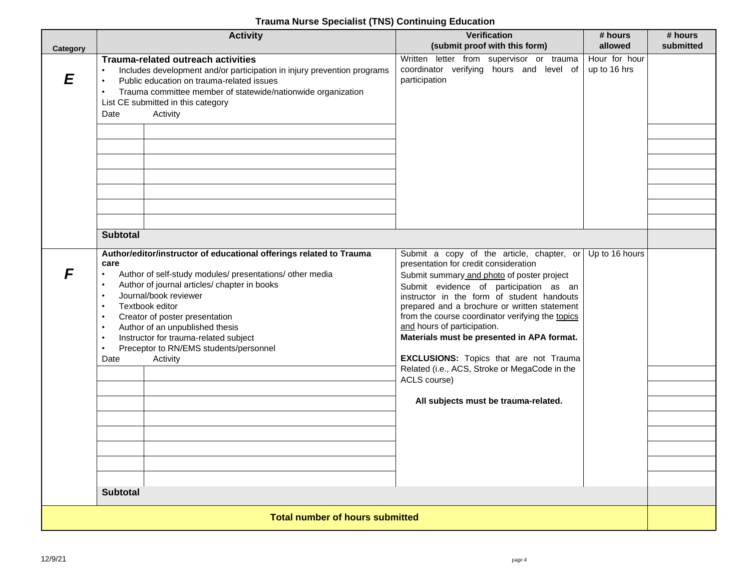## Trauma Nurse Specialist (TNS) Continuing Education

| Category | Activity | | Verification (submit proof with this form) | # hours allowed | # hours submitted |
|---|---|---|---|---|---|
| ***E*** | **Trauma-related outreach activities**<br>• Includes development and/or participation in injury prevention programs<br>• Public education on trauma-related issues<br>• Trauma committee member of statewide/nationwide organization<br>List CE submitted in this category<br>Date Activity | | Written letter from supervisor or trauma coordinator verifying hours and level of participation | Hour for hour up to 16 hrs | |
| | | | | | |
| | | | | | |
| | | | | | |
| | | | | | |
| | | | | | |
| | | | | | |
| | | | | | |
| | **Subtotal** | | | | |
| ***F*** | **Author/editor/instructor of educational offerings related to Trauma care**<br>• Author of self-study modules/ presentations/ other media<br>• Author of journal articles/ chapter in books<br>• Journal/book reviewer<br>• Textbook editor<br>• Creator of poster presentation<br>• Author of an unpublished thesis<br>• Instructor for trauma-related subject<br>• Preceptor to RN/EMS students/personnel<br>Date Activity | | Submit a copy of the article, chapter, or presentation for credit consideration<br>Submit summary and photo of poster project<br>Submit evidence of participation as an instructor in the form of student handouts prepared and a brochure or written statement from the course coordinator verifying the topics and hours of participation.<br>**Materials must be presented in APA format.**<br>**EXCLUSIONS:** Topics that are not Trauma Related (i.e., ACS, Stroke or MegaCode in the ACLS course)<br>**All subjects must be trauma-related.** | Up to 16 hours | |
| | | | | | |
| | | | | | |
| | | | | | |
| | | | | | |
| | | | | | |
| | | | | | |
| | | | | | |
| | | | | | |
| | **Subtotal** | | | | |
| **Total number of hours submitted** | | | | | |

12/9/21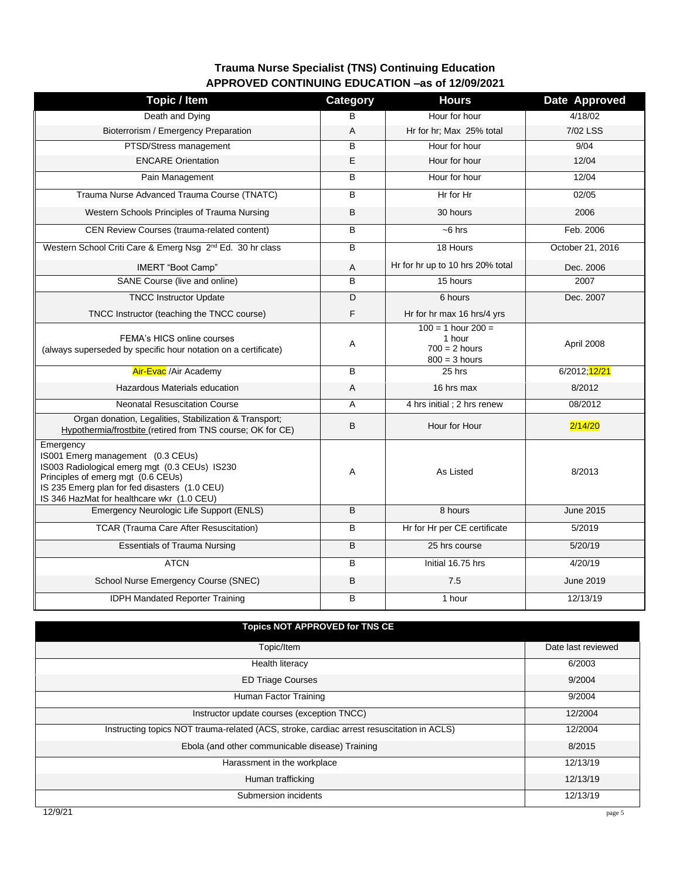## Trauma Nurse Specialist (TNS) Continuing Education
## APPROVED CONTINUING EDUCATION –as of 12/09/2021

| Topic / Item | Category | Hours | Date Approved |
|---|---|---|---|
| Death and Dying | B | Hour for hour | 4/18/02 |
| Bioterrorism / Emergency Preparation | A | Hr for hr; Max 25% total | 7/02 LSS |
| PTSD/Stress management | B | Hour for hour | 9/04 |
| ENCARE Orientation | E | Hour for hour | 12/04 |
| Pain Management | B | Hour for hour | 12/04 |
| Trauma Nurse Advanced Trauma Course (TNATC) | B | Hr for Hr | 02/05 |
| Western Schools Principles of Trauma Nursing | B | 30 hours | 2006 |
| CEN Review Courses (trauma-related content) | B | ~6 hrs | Feb. 2006 |
| Western School Criti Care & Emerg Nsg 2nd Ed. 30 hr class | B | 18 Hours | October 21, 2016 |
| IMERT "Boot Camp" | A | Hr for hr up to 10 hrs 20% total | Dec. 2006 |
| SANE Course (live and online) | B | 15 hours | 2007 |
| TNCC Instructor Update | D | 6 hours | Dec. 2007 |
| TNCC Instructor (teaching the TNCC course) | F | Hr for hr max 16 hrs/4 yrs | |
| FEMA's HICS online courses (always superseded by specific hour notation on a certificate) | A | 100 = 1 hour 200 = 1 hour 700 = 2 hours 800 = 3 hours | April 2008 |
| Air-Evac /Air Academy | B | 25 hrs | 6/2012;12/21 |
| Hazardous Materials education | A | 16 hrs max | 8/2012 |
| Neonatal Resuscitation Course | A | 4 hrs initial ; 2 hrs renew | 08/2012 |
| Organ donation, Legalities, Stabilization & Transport; Hypothermia/frostbite (retired from TNS course; OK for CE) | B | Hour for Hour | 2/14/20 |
| Emergency IS001 Emerg management (0.3 CEUs) IS003 Radiological emerg mgt (0.3 CEUs) IS230 Principles of emerg mgt (0.6 CEUs) IS 235 Emerg plan for fed disasters (1.0 CEU) IS 346 HazMat for healthcare wkr (1.0 CEU) | A | As Listed | 8/2013 |
| Emergency Neurologic Life Support (ENLS) | B | 8 hours | June 2015 |
| TCAR (Trauma Care After Resuscitation) | B | Hr for Hr per CE certificate | 5/2019 |
| Essentials of Trauma Nursing | B | 25 hrs course | 5/20/19 |
| ATCN | B | Initial 16.75 hrs | 4/20/19 |
| School Nurse Emergency Course (SNEC) | B | 7.5 | June 2019 |
| IDPH Mandated Reporter Training | B | 1 hour | 12/13/19 |

| Topics NOT APPROVED for TNS CE | |
|---|---|
| Topic/Item | Date last reviewed |
| Health literacy | 6/2003 |
| ED Triage Courses | 9/2004 |
| Human Factor Training | 9/2004 |
| Instructor update courses (exception TNCC) | 12/2004 |
| Instructing topics NOT trauma-related (ACS, stroke, cardiac arrest resuscitation in ACLS) | 12/2004 |
| Ebola (and other communicable disease) Training | 8/2015 |
| Harassment in the workplace | 12/13/19 |
| Human trafficking | 12/13/19 |
| Submersion incidents | 12/13/19 |

12/9/21